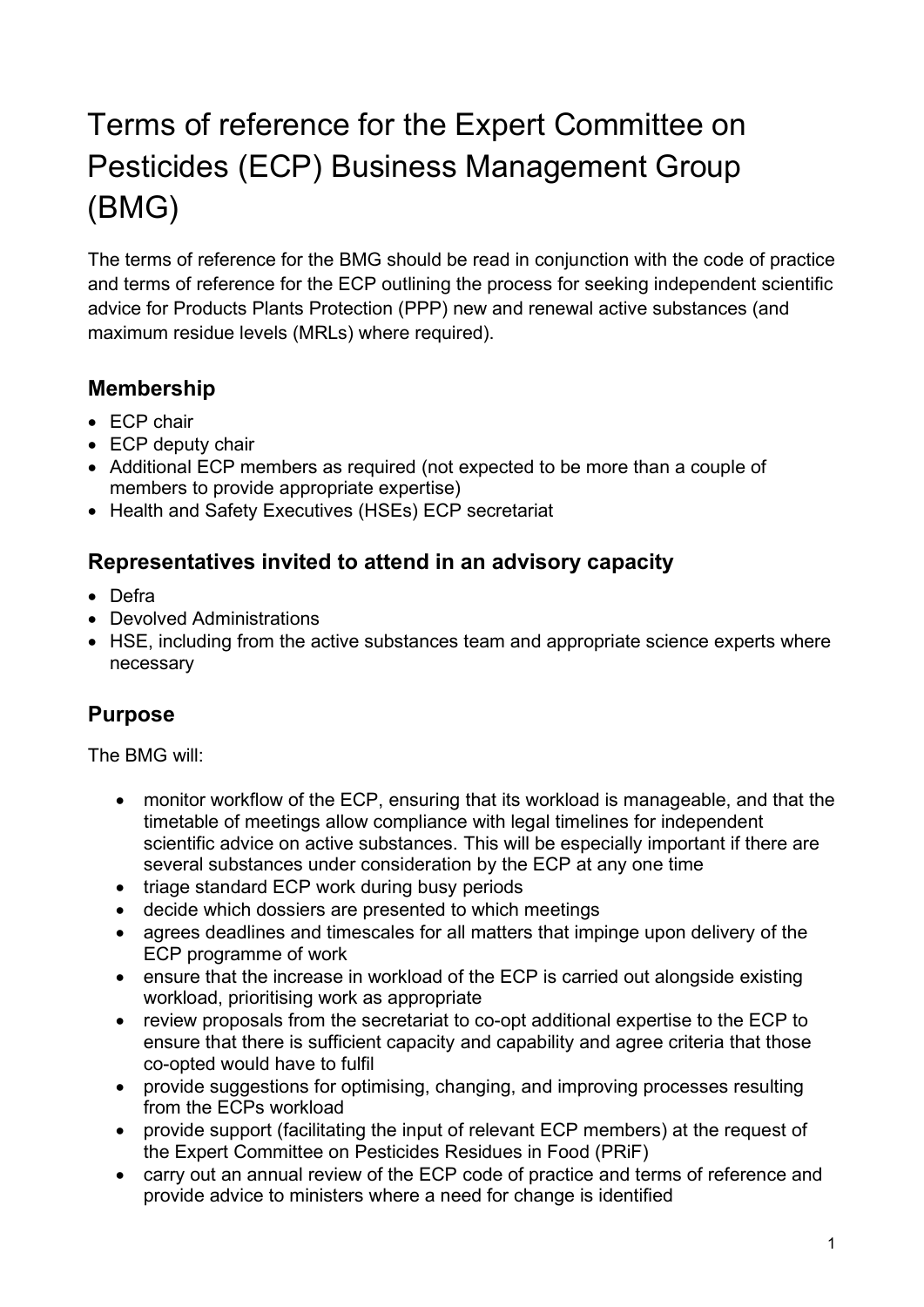# Terms of reference for the Expert Committee on Pesticides (ECP) Business Management Group (BMG)

The terms of reference for the BMG should be read in conjunction with the code of practice and terms of reference for the ECP outlining the process for seeking independent scientific advice for Products Plants Protection (PPP) new and renewal active substances (and maximum residue levels (MRLs) where required).

## Membership

- ECP chair
- ECP deputy chair
- Additional ECP members as required (not expected to be more than a couple of members to provide appropriate expertise)
- Health and Safety Executives (HSEs) ECP secretariat

## Representatives invited to attend in an advisory capacity

- Defra
- Devolved Administrations
- HSE, including from the active substances team and appropriate science experts where necessary

## Purpose

The BMG will:

- monitor workflow of the ECP, ensuring that its workload is manageable, and that the timetable of meetings allow compliance with legal timelines for independent scientific advice on active substances. This will be especially important if there are several substances under consideration by the ECP at any one time
- triage standard ECP work during busy periods
- decide which dossiers are presented to which meetings
- agrees deadlines and timescales for all matters that impinge upon delivery of the ECP programme of work
- ensure that the increase in workload of the ECP is carried out alongside existing workload, prioritising work as appropriate
- review proposals from the secretariat to co-opt additional expertise to the ECP to ensure that there is sufficient capacity and capability and agree criteria that those co-opted would have to fulfil
- provide suggestions for optimising, changing, and improving processes resulting from the ECPs workload
- provide support (facilitating the input of relevant ECP members) at the request of the Expert Committee on Pesticides Residues in Food (PRiF)
- carry out an annual review of the ECP code of practice and terms of reference and provide advice to ministers where a need for change is identified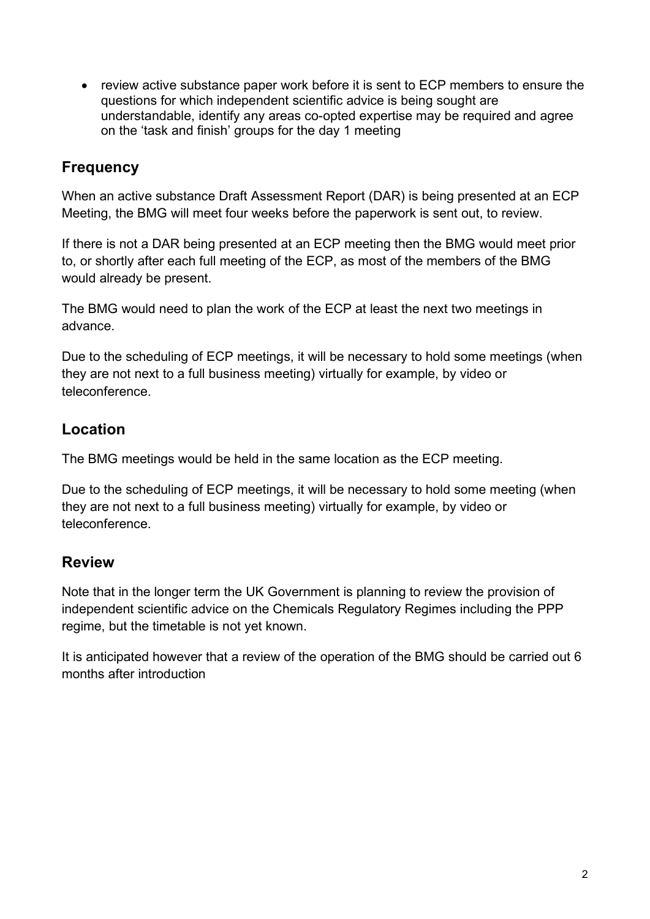- review active substance paper work before it is sent to ECP members to ensure the questions for which independent scientific advice is being sought are understandable, identify any areas co-opted expertise may be required and agree on the 'task and finish' groups for the day 1 meeting

## Frequency

When an active substance Draft Assessment Report (DAR) is being presented at an ECP Meeting, the BMG will meet four weeks before the paperwork is sent out, to review.

If there is not a DAR being presented at an ECP meeting then the BMG would meet prior to, or shortly after each full meeting of the ECP, as most of the members of the BMG would already be present.

The BMG would need to plan the work of the ECP at least the next two meetings in advance.

Due to the scheduling of ECP meetings, it will be necessary to hold some meetings (when they are not next to a full business meeting) virtually for example, by video or teleconference.

## Location

The BMG meetings would be held in the same location as the ECP meeting.

Due to the scheduling of ECP meetings, it will be necessary to hold some meeting (when they are not next to a full business meeting) virtually for example, by video or teleconference.

## Review

Note that in the longer term the UK Government is planning to review the provision of independent scientific advice on the Chemicals Regulatory Regimes including the PPP regime, but the timetable is not yet known.

It is anticipated however that a review of the operation of the BMG should be carried out 6 months after introduction